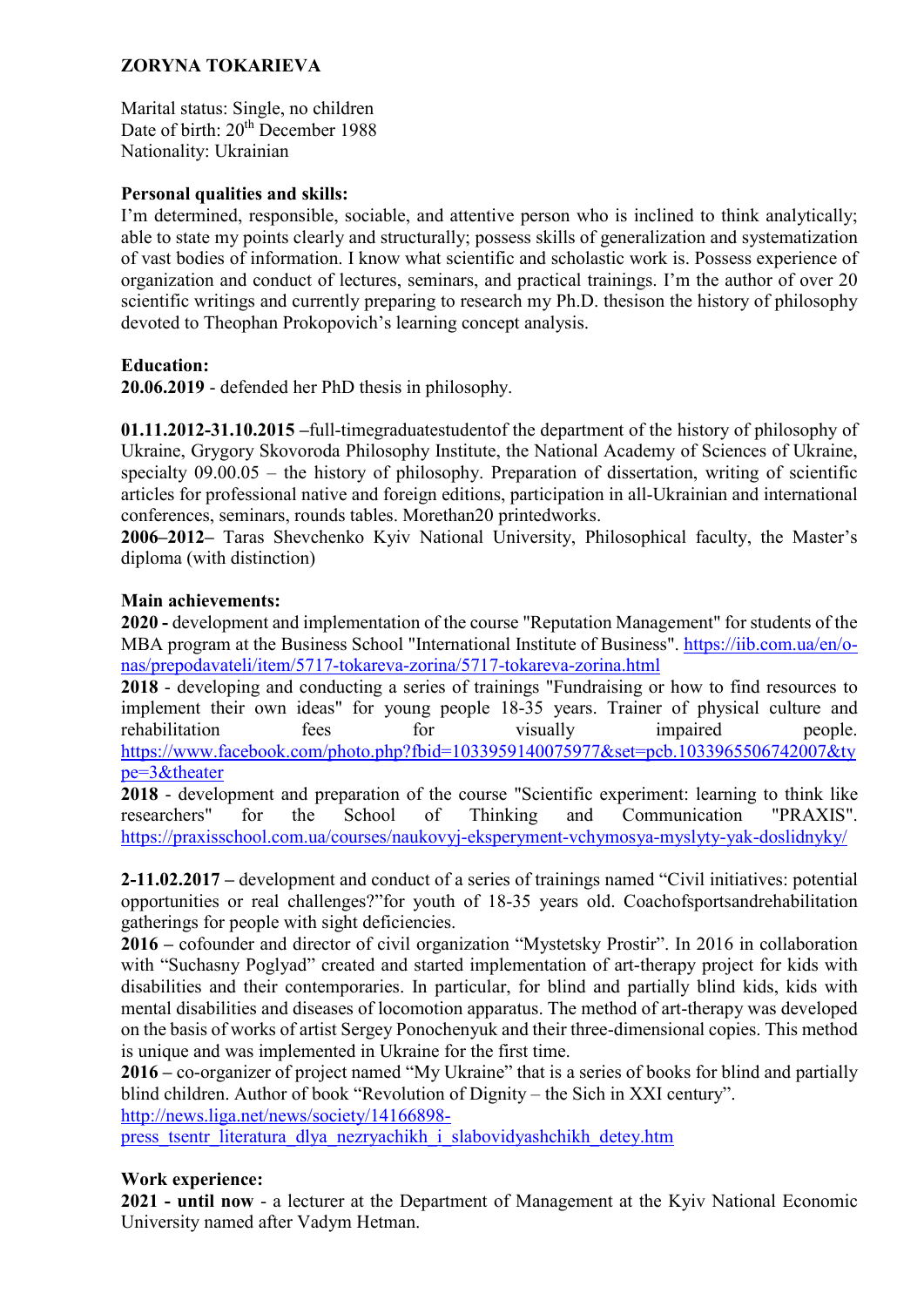# ZORYNA TOKARIEVA

Marital status: Single, no children
Date of birth: 20th December 1988
Nationality: Ukrainian

**Personal qualities and skills:**
I'm determined, responsible, sociable, and attentive person who is inclined to think analytically; able to state my points clearly and structurally; possess skills of generalization and systematization of vast bodies of information. I know what scientific and scholastic work is. Possess experience of organization and conduct of lectures, seminars, and practical trainings. I'm the author of over 20 scientific writings and currently preparing to research my Ph.D. thesison the history of philosophy devoted to Theophan Prokopovich's learning concept analysis.

**Education:**
**20.06.2019** - defended her PhD thesis in philosophy.

**01.11.2012-31.10.2015** –full-timegraduatestudentof the department of the history of philosophy of Ukraine, Grygory Skovoroda Philosophy Institute, the National Academy of Sciences of Ukraine, specialty 09.00.05 – the history of philosophy. Preparation of dissertation, writing of scientific articles for professional native and foreign editions, participation in all-Ukrainian and international conferences, seminars, rounds tables. Morethan20 printedworks.
**2006–2012**– Taras Shevchenko Kyiv National University, Philosophical faculty, the Master's diploma (with distinction)

**Main achievements:**
**2020 -** development and implementation of the course "Reputation Management" for students of the MBA program at the Business School "International Institute of Business". https://iib.com.ua/en/o-nas/prepodavateli/item/5717-tokareva-zorina/5717-tokareva-zorina.html
**2018** - developing and conducting a series of trainings "Fundraising or how to find resources to implement their own ideas" for young people 18-35 years. Trainer of physical culture and rehabilitation fees for visually impaired people. https://www.facebook.com/photo.php?fbid=1033959140075977&set=pcb.1033965506742007&type=3&theater
**2018** - development and preparation of the course "Scientific experiment: learning to think like researchers" for the School of Thinking and Communication "PRAXIS". https://praxisschool.com.ua/courses/naukovyj-eksperyment-vchymosya-myslyty-yak-doslidnyky/

**2-11.02.2017 –** development and conduct of a series of trainings named "Civil initiatives: potential opportunities or real challenges?"for youth of 18-35 years old. Coachofsportsandrehabilitation gatherings for people with sight deficiencies.
**2016 –** cofounder and director of civil organization "Mystetsky Prostir". In 2016 in collaboration with "Suchasny Poglyad" created and started implementation of art-therapy project for kids with disabilities and their contemporaries. In particular, for blind and partially blind kids, kids with mental disabilities and diseases of locomotion apparatus. The method of art-therapy was developed on the basis of works of artist Sergey Ponochenyuk and their three-dimensional copies. This method is unique and was implemented in Ukraine for the first time.
**2016 –** co-organizer of project named "My Ukraine" that is a series of books for blind and partially blind children. Author of book "Revolution of Dignity – the Sich in XXI century".
http://news.liga.net/news/society/14166898-press_tsentr_literatura_dlya_nezryachikh_i_slabovidyashchikh_detey.htm

**Work experience:**
**2021 - until now** - a lecturer at the Department of Management at the Kyiv National Economic University named after Vadym Hetman.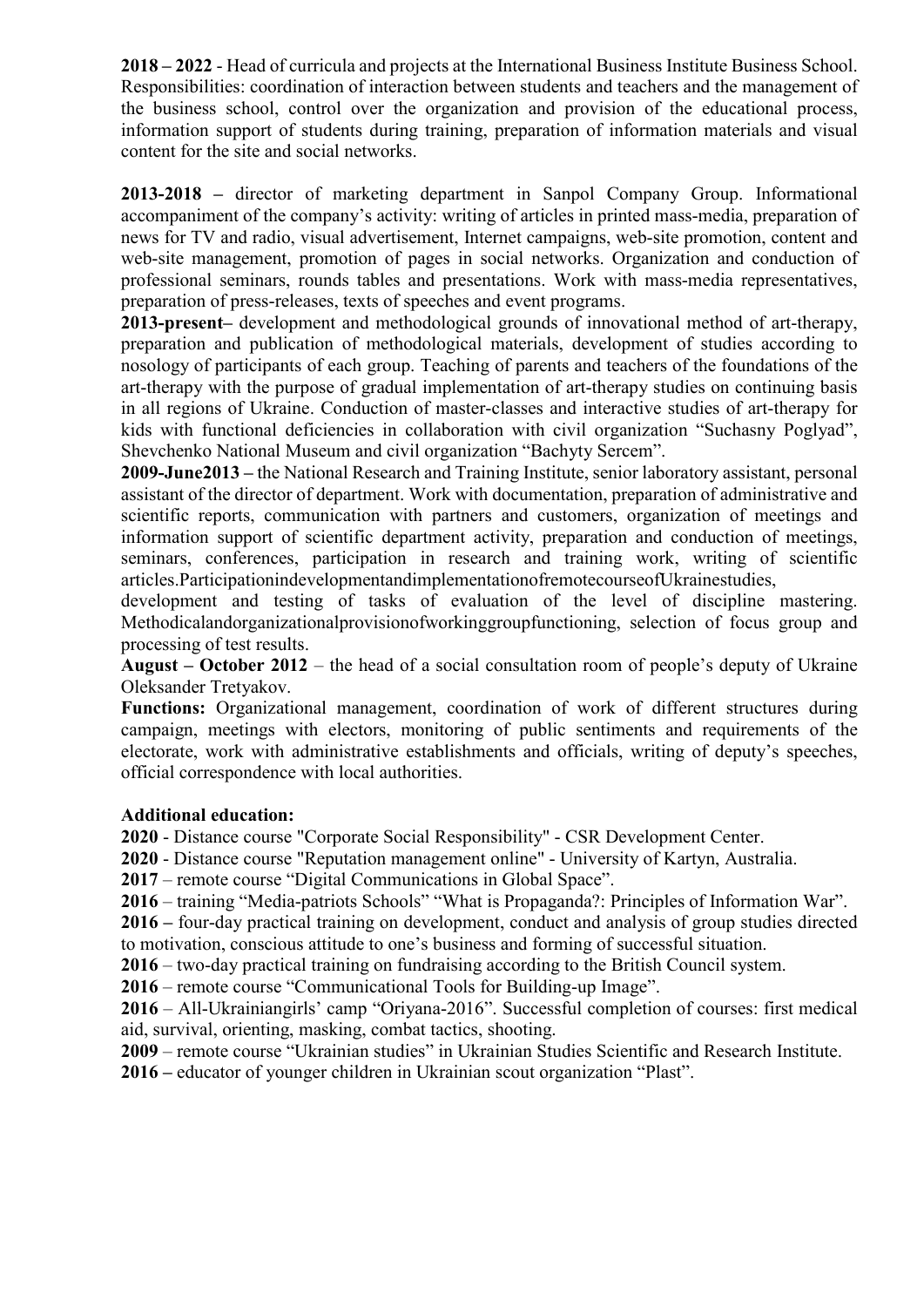**2018 – 2022** - Head of curricula and projects at the International Business Institute Business School. Responsibilities: coordination of interaction between students and teachers and the management of the business school, control over the organization and provision of the educational process, information support of students during training, preparation of information materials and visual content for the site and social networks.

**2013-2018 –** director of marketing department in Sanpol Company Group. Informational accompaniment of the company's activity: writing of articles in printed mass-media, preparation of news for TV and radio, visual advertisement, Internet campaigns, web-site promotion, content and web-site management, promotion of pages in social networks. Organization and conduction of professional seminars, rounds tables and presentations. Work with mass-media representatives, preparation of press-releases, texts of speeches and event programs.

**2013-present–** development and methodological grounds of innovational method of art-therapy, preparation and publication of methodological materials, development of studies according to nosology of participants of each group. Teaching of parents and teachers of the foundations of the art-therapy with the purpose of gradual implementation of art-therapy studies on continuing basis in all regions of Ukraine. Conduction of master-classes and interactive studies of art-therapy for kids with functional deficiencies in collaboration with civil organization "Suchasny Poglyad", Shevchenko National Museum and civil organization "Bachyty Sercem".

**2009-June2013 –** the National Research and Training Institute, senior laboratory assistant, personal assistant of the director of department. Work with documentation, preparation of administrative and scientific reports, communication with partners and customers, organization of meetings and information support of scientific department activity, preparation and conduction of meetings, seminars, conferences, participation in research and training work, writing of scientific articles.ParticipationindevelopmentandimplementationofremotecourseofUkrainestudies, development and testing of tasks of evaluation of the level of discipline mastering. Methodicalandorganizationalprovisionofworkinggroupfunctioning, selection of focus group and processing of test results.

**August – October 2012** – the head of a social consultation room of people's deputy of Ukraine Oleksander Tretyakov.

**Functions:** Organizational management, coordination of work of different structures during campaign, meetings with electors, monitoring of public sentiments and requirements of the electorate, work with administrative establishments and officials, writing of deputy's speeches, official correspondence with local authorities.

**Additional education:**

**2020** - Distance course "Corporate Social Responsibility" - CSR Development Center.

**2020** - Distance course "Reputation management online" - University of Kartyn, Australia.

**2017** – remote course "Digital Communications in Global Space".

**2016** – training "Media-patriots Schools" "What is Propaganda?: Principles of Information War".

**2016 –** four-day practical training on development, conduct and analysis of group studies directed to motivation, conscious attitude to one's business and forming of successful situation.

**2016** – two-day practical training on fundraising according to the British Council system.

**2016** – remote course "Communicational Tools for Building-up Image".

**2016** – All-Ukrainiangirls' camp "Oriyana-2016". Successful completion of courses: first medical aid, survival, orienting, masking, combat tactics, shooting.

**2009** – remote course "Ukrainian studies" in Ukrainian Studies Scientific and Research Institute.

**2016 –** educator of younger children in Ukrainian scout organization "Plast".